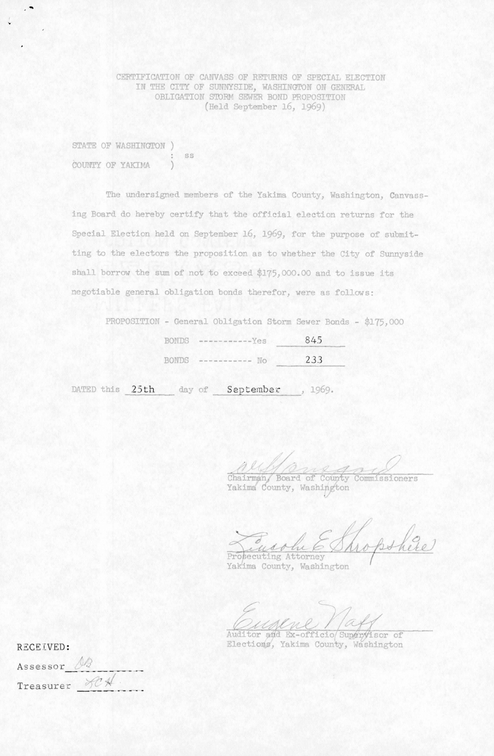# CERTIFICATION OF CANVASS OF RETURNS OF SPECIAL ELECTION IN THE CITY OF SUNNYSIDE, WASHINGTON ON GENERAL OBLIGATION STORM SEWER BOND PROPOSITION
(Held September 16, 1969)

STATE OF WASHINGTON )
: ss
COUNTY OF YAKIMA )

The undersigned members of the Yakima County, Washington, Canvassing Board do hereby certify that the official election returns for the Special Election held on September 16, 1969, for the purpose of submitting to the electors the proposition as to whether the City of Sunnyside shall borrow the sum of not to exceed $175,000.00 and to issue its negotiable general obligation bonds therefor, were as follows:

PROPOSITION - General Obligation Storm Sewer Bonds - $175,000

BONDS -----------Yes 845

BONDS ----------- No 233

DATED this 25th day of September, 1969.

Chairman, Board of County Commissioners
Yakima County, Washington

Prosecuting Attorney
Yakima County, Washington

Auditor and Ex-officio Supervisor of Elections, Yakima County, Washington

RECEIVED:

Assessor OB

Treasurer LCH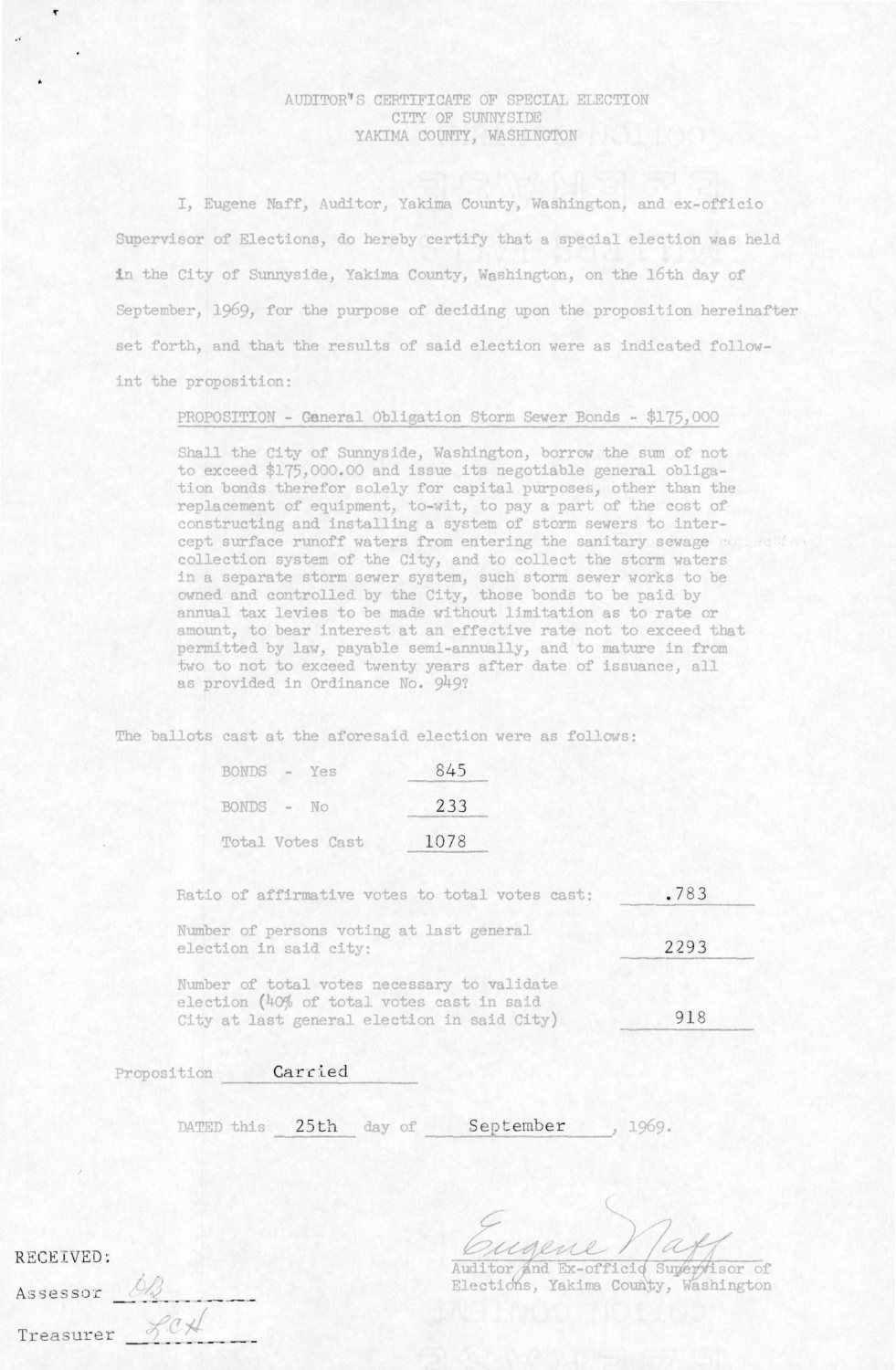# AUDITOR'S CERTIFICATE OF SPECIAL ELECTION
## CITY OF SUNNYSIDE
## YAKIMA COUNTY, WASHINGTON

I, Eugene Naff, Auditor, Yakima County, Washington, and ex-officio Supervisor of Elections, do hereby certify that a special election was held in the City of Sunnyside, Yakima County, Washington, on the 16th day of September, 1969, for the purpose of deciding upon the proposition hereinafter set forth, and that the results of said election were as indicated followint the proposition:

PROPOSITION - General Obligation Storm Sewer Bonds - $175,000

Shall the City of Sunnyside, Washington, borrow the sum of not to exceed $175,000.00 and issue its negotiable general obligation bonds therefor solely for capital purposes, other than the replacement of equipment, to-wit, to pay a part of the cost of constructing and installing a system of storm sewers to intercept surface runoff waters from entering the sanitary sewage collection system of the City, and to collect the storm waters in a separate storm sewer system, such storm sewer works to be owned and controlled by the City, those bonds to be paid by annual tax levies to be made without limitation as to rate or amount, to bear interest at an effective rate not to exceed that permitted by law, payable semi-annually, and to mature in from two to not to exceed twenty years after date of issuance, all as provided in Ordinance No. 949?

The ballots cast at the aforesaid election were as follows:

| | |
|---|---|
| BONDS - Yes | 845 |
| BONDS - No | 233 |
| Total Votes Cast | 1078 |

| | |
|---|---|
| Ratio of affirmative votes to total votes cast: | .783 |
| Number of persons voting at last general election in said city: | 2293 |
| Number of total votes necessary to validate election (40% of total votes cast in said City at last general election in said City) | 918 |

Proposition Carried

DATED this 25th day of September, 1969.

Eugene Naff
Auditor and Ex-officio Supervisor of Elections, Yakima County, Washington

RECEIVED:

Assessor OB

Treasurer LCH